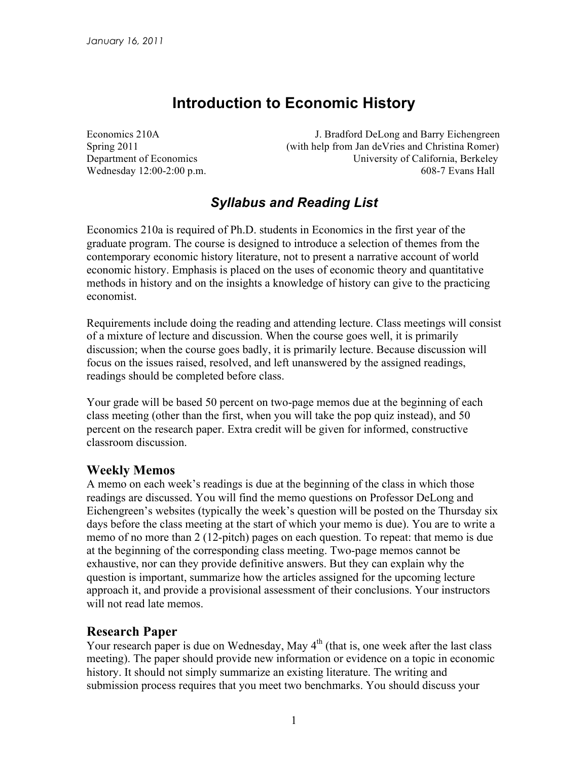*January 16, 2011*

# Introduction to Economic History

Economics 210A — J. Bradford DeLong and Barry Eichengreen
Spring 2011 — (with help from Jan deVries and Christina Romer)
Department of Economics — University of California, Berkeley
Wednesday 12:00-2:00 p.m. — 608-7 Evans Hall

## *Syllabus and Reading List*

Economics 210a is required of Ph.D. students in Economics in the first year of the graduate program. The course is designed to introduce a selection of themes from the contemporary economic history literature, not to present a narrative account of world economic history. Emphasis is placed on the uses of economic theory and quantitative methods in history and on the insights a knowledge of history can give to the practicing economist.

Requirements include doing the reading and attending lecture. Class meetings will consist of a mixture of lecture and discussion. When the course goes well, it is primarily discussion; when the course goes badly, it is primarily lecture. Because discussion will focus on the issues raised, resolved, and left unanswered by the assigned readings, readings should be completed before class.

Your grade will be based 50 percent on two-page memos due at the beginning of each class meeting (other than the first, when you will take the pop quiz instead), and 50 percent on the research paper. Extra credit will be given for informed, constructive classroom discussion.

### Weekly Memos

A memo on each week's readings is due at the beginning of the class in which those readings are discussed. You will find the memo questions on Professor DeLong and Eichengreen's websites (typically the week's question will be posted on the Thursday six days before the class meeting at the start of which your memo is due). You are to write a memo of no more than 2 (12-pitch) pages on each question. To repeat: that memo is due at the beginning of the corresponding class meeting. Two-page memos cannot be exhaustive, nor can they provide definitive answers. But they can explain why the question is important, summarize how the articles assigned for the upcoming lecture approach it, and provide a provisional assessment of their conclusions. Your instructors will not read late memos.

### Research Paper

Your research paper is due on Wednesday, May 4th (that is, one week after the last class meeting). The paper should provide new information or evidence on a topic in economic history. It should not simply summarize an existing literature. The writing and submission process requires that you meet two benchmarks. You should discuss your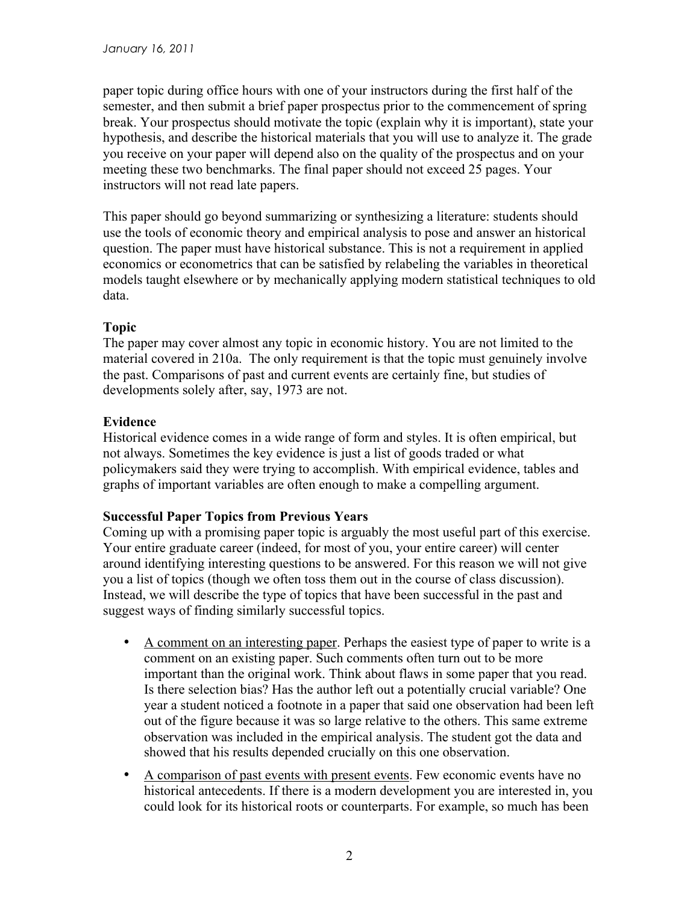paper topic during office hours with one of your instructors during the first half of the semester, and then submit a brief paper prospectus prior to the commencement of spring break. Your prospectus should motivate the topic (explain why it is important), state your hypothesis, and describe the historical materials that you will use to analyze it. The grade you receive on your paper will depend also on the quality of the prospectus and on your meeting these two benchmarks. The final paper should not exceed 25 pages. Your instructors will not read late papers.

This paper should go beyond summarizing or synthesizing a literature: students should use the tools of economic theory and empirical analysis to pose and answer an historical question. The paper must have historical substance. This is not a requirement in applied economics or econometrics that can be satisfied by relabeling the variables in theoretical models taught elsewhere or by mechanically applying modern statistical techniques to old data.

**Topic**

The paper may cover almost any topic in economic history. You are not limited to the material covered in 210a. The only requirement is that the topic must genuinely involve the past. Comparisons of past and current events are certainly fine, but studies of developments solely after, say, 1973 are not.

**Evidence**

Historical evidence comes in a wide range of form and styles. It is often empirical, but not always. Sometimes the key evidence is just a list of goods traded or what policymakers said they were trying to accomplish. With empirical evidence, tables and graphs of important variables are often enough to make a compelling argument.

**Successful Paper Topics from Previous Years**

Coming up with a promising paper topic is arguably the most useful part of this exercise. Your entire graduate career (indeed, for most of you, your entire career) will center around identifying interesting questions to be answered. For this reason we will not give you a list of topics (though we often toss them out in the course of class discussion). Instead, we will describe the type of topics that have been successful in the past and suggest ways of finding similarly successful topics.

- A comment on an interesting paper. Perhaps the easiest type of paper to write is a comment on an existing paper. Such comments often turn out to be more important than the original work. Think about flaws in some paper that you read. Is there selection bias? Has the author left out a potentially crucial variable? One year a student noticed a footnote in a paper that said one observation had been left out of the figure because it was so large relative to the others. This same extreme observation was included in the empirical analysis. The student got the data and showed that his results depended crucially on this one observation.
- A comparison of past events with present events. Few economic events have no historical antecedents. If there is a modern development you are interested in, you could look for its historical roots or counterparts. For example, so much has been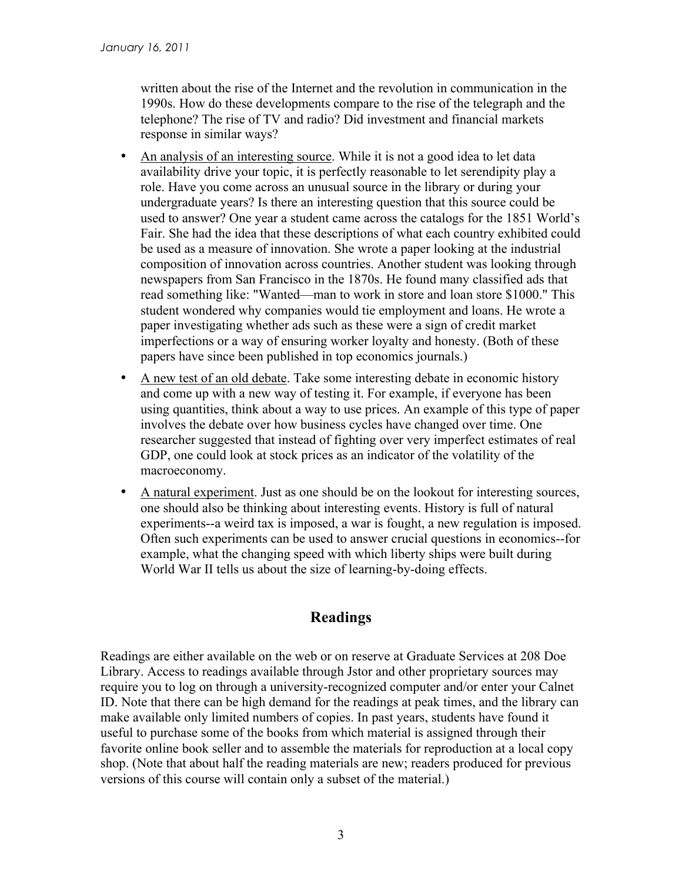written about the rise of the Internet and the revolution in communication in the 1990s. How do these developments compare to the rise of the telegraph and the telephone? The rise of TV and radio? Did investment and financial markets response in similar ways?

- An analysis of an interesting source. While it is not a good idea to let data availability drive your topic, it is perfectly reasonable to let serendipity play a role. Have you come across an unusual source in the library or during your undergraduate years? Is there an interesting question that this source could be used to answer? One year a student came across the catalogs for the 1851 World's Fair. She had the idea that these descriptions of what each country exhibited could be used as a measure of innovation. She wrote a paper looking at the industrial composition of innovation across countries. Another student was looking through newspapers from San Francisco in the 1870s. He found many classified ads that read something like: "Wanted—man to work in store and loan store $1000." This student wondered why companies would tie employment and loans. He wrote a paper investigating whether ads such as these were a sign of credit market imperfections or a way of ensuring worker loyalty and honesty. (Both of these papers have since been published in top economics journals.)
- A new test of an old debate. Take some interesting debate in economic history and come up with a new way of testing it. For example, if everyone has been using quantities, think about a way to use prices. An example of this type of paper involves the debate over how business cycles have changed over time. One researcher suggested that instead of fighting over very imperfect estimates of real GDP, one could look at stock prices as an indicator of the volatility of the macroeconomy.
- A natural experiment. Just as one should be on the lookout for interesting sources, one should also be thinking about interesting events. History is full of natural experiments--a weird tax is imposed, a war is fought, a new regulation is imposed. Often such experiments can be used to answer crucial questions in economics--for example, what the changing speed with which liberty ships were built during World War II tells us about the size of learning-by-doing effects.

## Readings

Readings are either available on the web or on reserve at Graduate Services at 208 Doe Library. Access to readings available through Jstor and other proprietary sources may require you to log on through a university-recognized computer and/or enter your Calnet ID. Note that there can be high demand for the readings at peak times, and the library can make available only limited numbers of copies. In past years, students have found it useful to purchase some of the books from which material is assigned through their favorite online book seller and to assemble the materials for reproduction at a local copy shop. (Note that about half the reading materials are new; readers produced for previous versions of this course will contain only a subset of the material.)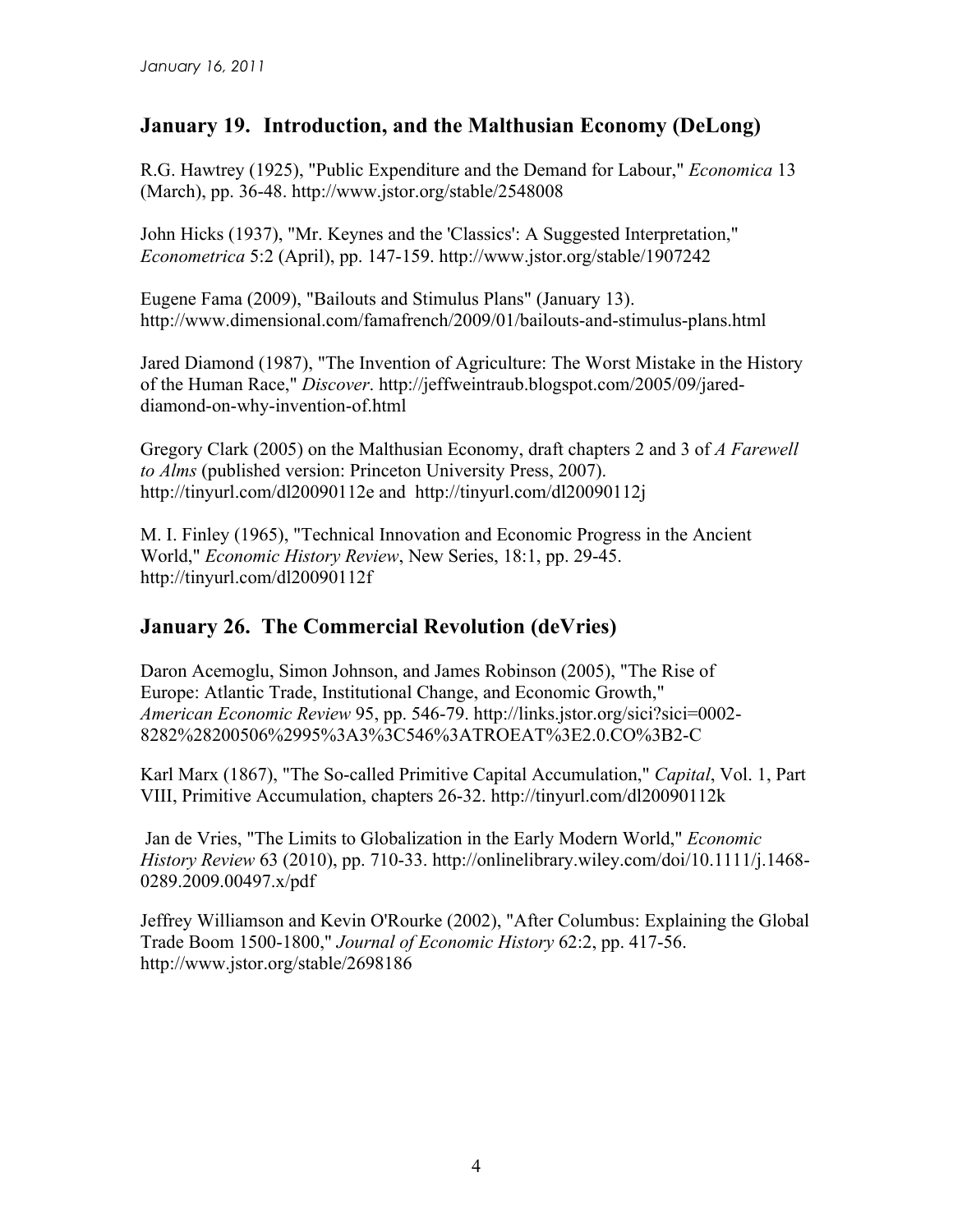## January 19. Introduction, and the Malthusian Economy (DeLong)

R.G. Hawtrey (1925), "Public Expenditure and the Demand for Labour," *Economica* 13 (March), pp. 36-48. http://www.jstor.org/stable/2548008

John Hicks (1937), "Mr. Keynes and the 'Classics': A Suggested Interpretation," *Econometrica* 5:2 (April), pp. 147-159. http://www.jstor.org/stable/1907242

Eugene Fama (2009), "Bailouts and Stimulus Plans" (January 13). http://www.dimensional.com/famafrench/2009/01/bailouts-and-stimulus-plans.html

Jared Diamond (1987), "The Invention of Agriculture: The Worst Mistake in the History of the Human Race," *Discover*. http://jeffweintraub.blogspot.com/2005/09/jared-diamond-on-why-invention-of.html

Gregory Clark (2005) on the Malthusian Economy, draft chapters 2 and 3 of *A Farewell to Alms* (published version: Princeton University Press, 2007). http://tinyurl.com/dl20090112e and http://tinyurl.com/dl20090112j

M. I. Finley (1965), "Technical Innovation and Economic Progress in the Ancient World," *Economic History Review*, New Series, 18:1, pp. 29-45. http://tinyurl.com/dl20090112f

## January 26. The Commercial Revolution (deVries)

Daron Acemoglu, Simon Johnson, and James Robinson (2005), "The Rise of Europe: Atlantic Trade, Institutional Change, and Economic Growth," *American Economic Review* 95, pp. 546-79. http://links.jstor.org/sici?sici=0002-8282%28200506%2995%3A3%3C546%3ATROEAT%3E2.0.CO%3B2-C

Karl Marx (1867), "The So-called Primitive Capital Accumulation," *Capital*, Vol. 1, Part VIII, Primitive Accumulation, chapters 26-32. http://tinyurl.com/dl20090112k

Jan de Vries, "The Limits to Globalization in the Early Modern World," *Economic History Review* 63 (2010), pp. 710-33. http://onlinelibrary.wiley.com/doi/10.1111/j.1468-0289.2009.00497.x/pdf

Jeffrey Williamson and Kevin O'Rourke (2002), "After Columbus: Explaining the Global Trade Boom 1500-1800," *Journal of Economic History* 62:2, pp. 417-56. http://www.jstor.org/stable/2698186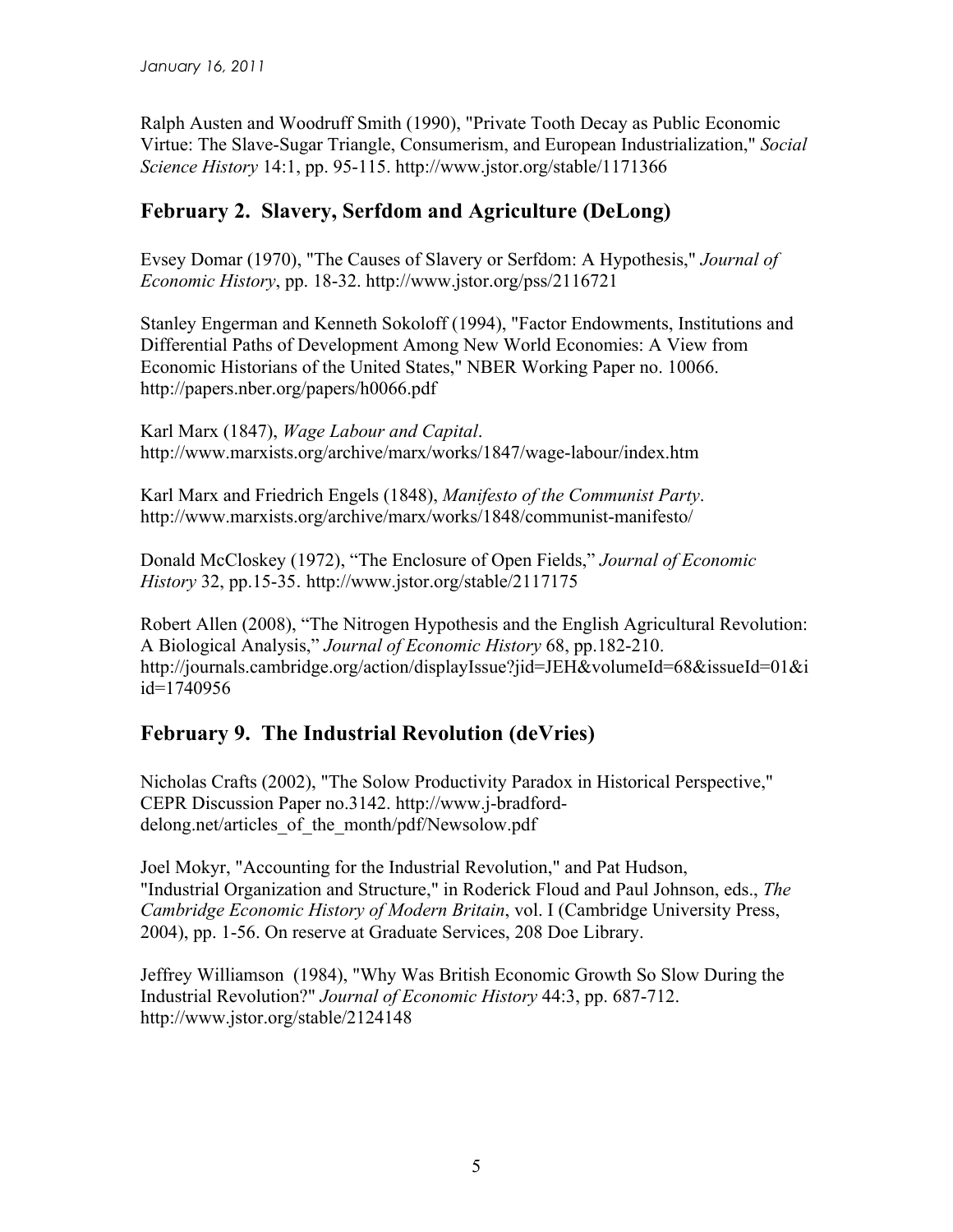Ralph Austen and Woodruff Smith (1990), "Private Tooth Decay as Public Economic Virtue: The Slave-Sugar Triangle, Consumerism, and European Industrialization," *Social Science History* 14:1, pp. 95-115. http://www.jstor.org/stable/1171366

## February 2. Slavery, Serfdom and Agriculture (DeLong)

Evsey Domar (1970), "The Causes of Slavery or Serfdom: A Hypothesis," *Journal of Economic History*, pp. 18-32. http://www.jstor.org/pss/2116721

Stanley Engerman and Kenneth Sokoloff (1994), "Factor Endowments, Institutions and Differential Paths of Development Among New World Economies: A View from Economic Historians of the United States," NBER Working Paper no. 10066. http://papers.nber.org/papers/h0066.pdf

Karl Marx (1847), *Wage Labour and Capital*. http://www.marxists.org/archive/marx/works/1847/wage-labour/index.htm

Karl Marx and Friedrich Engels (1848), *Manifesto of the Communist Party*. http://www.marxists.org/archive/marx/works/1848/communist-manifesto/

Donald McCloskey (1972), "The Enclosure of Open Fields," *Journal of Economic History* 32, pp.15-35. http://www.jstor.org/stable/2117175

Robert Allen (2008), "The Nitrogen Hypothesis and the English Agricultural Revolution: A Biological Analysis," *Journal of Economic History* 68, pp.182-210. http://journals.cambridge.org/action/displayIssue?jid=JEH&volumeId=68&issueId=01&iid=1740956

## February 9. The Industrial Revolution (deVries)

Nicholas Crafts (2002), "The Solow Productivity Paradox in Historical Perspective," CEPR Discussion Paper no.3142. http://www.j-bradford-delong.net/articles_of_the_month/pdf/Newsolow.pdf

Joel Mokyr, "Accounting for the Industrial Revolution," and Pat Hudson, "Industrial Organization and Structure," in Roderick Floud and Paul Johnson, eds., *The Cambridge Economic History of Modern Britain*, vol. I (Cambridge University Press, 2004), pp. 1-56. On reserve at Graduate Services, 208 Doe Library.

Jeffrey Williamson (1984), "Why Was British Economic Growth So Slow During the Industrial Revolution?" *Journal of Economic History* 44:3, pp. 687-712. http://www.jstor.org/stable/2124148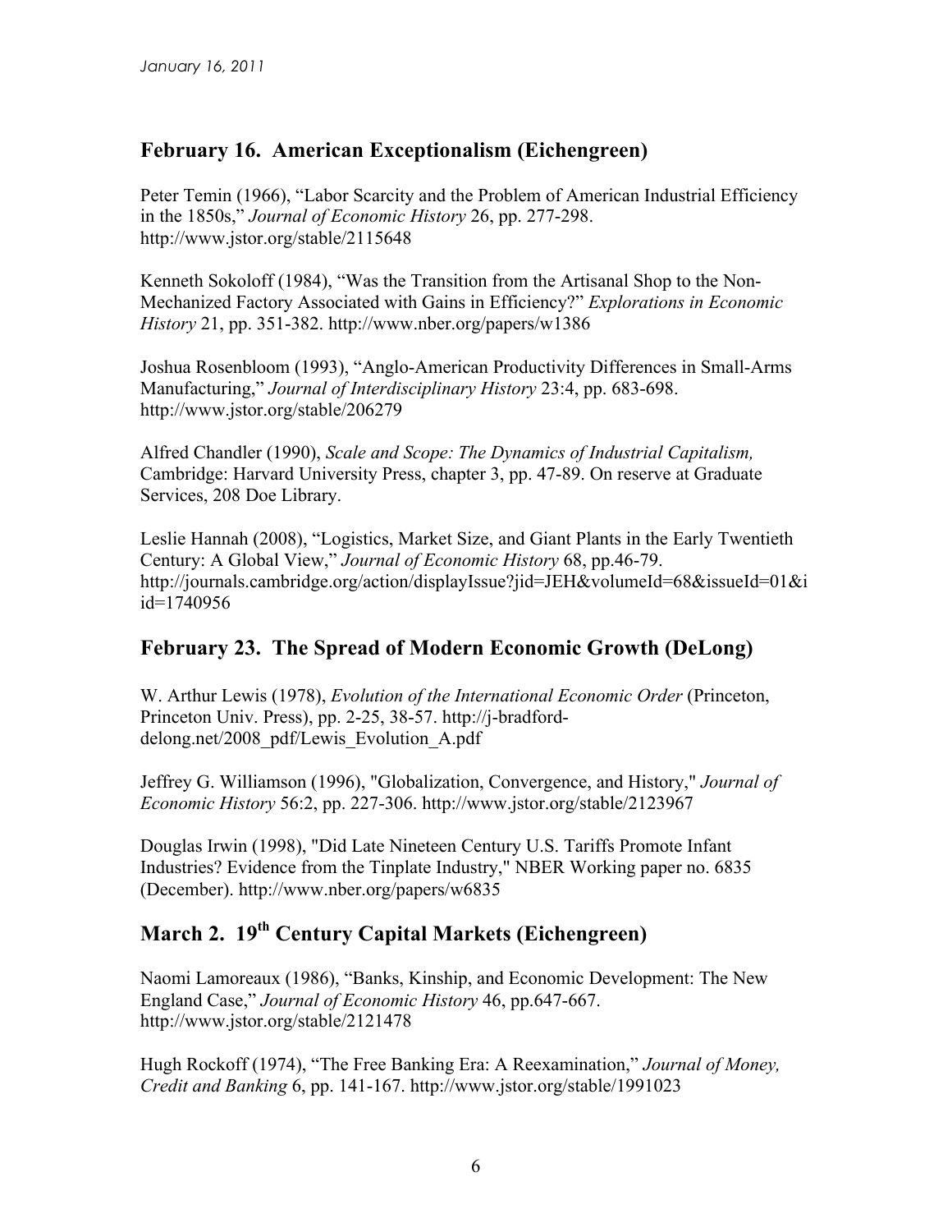## February 16. American Exceptionalism (Eichengreen)

Peter Temin (1966), "Labor Scarcity and the Problem of American Industrial Efficiency in the 1850s," *Journal of Economic History* 26, pp. 277-298. http://www.jstor.org/stable/2115648

Kenneth Sokoloff (1984), "Was the Transition from the Artisanal Shop to the Non-Mechanized Factory Associated with Gains in Efficiency?" *Explorations in Economic History* 21, pp. 351-382. http://www.nber.org/papers/w1386

Joshua Rosenbloom (1993), "Anglo-American Productivity Differences in Small-Arms Manufacturing," *Journal of Interdisciplinary History* 23:4, pp. 683-698. http://www.jstor.org/stable/206279

Alfred Chandler (1990), *Scale and Scope: The Dynamics of Industrial Capitalism,* Cambridge: Harvard University Press, chapter 3, pp. 47-89. On reserve at Graduate Services, 208 Doe Library.

Leslie Hannah (2008), "Logistics, Market Size, and Giant Plants in the Early Twentieth Century: A Global View," *Journal of Economic History* 68, pp.46-79. http://journals.cambridge.org/action/displayIssue?jid=JEH&volumeId=68&issueId=01&iid=1740956

## February 23. The Spread of Modern Economic Growth (DeLong)

W. Arthur Lewis (1978), *Evolution of the International Economic Order* (Princeton, Princeton Univ. Press), pp. 2-25, 38-57. http://j-bradford-delong.net/2008_pdf/Lewis_Evolution_A.pdf

Jeffrey G. Williamson (1996), "Globalization, Convergence, and History," *Journal of Economic History* 56:2, pp. 227-306. http://www.jstor.org/stable/2123967

Douglas Irwin (1998), "Did Late Nineteen Century U.S. Tariffs Promote Infant Industries? Evidence from the Tinplate Industry," NBER Working paper no. 6835 (December). http://www.nber.org/papers/w6835

## March 2. 19th Century Capital Markets (Eichengreen)

Naomi Lamoreaux (1986), "Banks, Kinship, and Economic Development: The New England Case," *Journal of Economic History* 46, pp.647-667. http://www.jstor.org/stable/2121478

Hugh Rockoff (1974), "The Free Banking Era: A Reexamination," *Journal of Money, Credit and Banking* 6, pp. 141-167. http://www.jstor.org/stable/1991023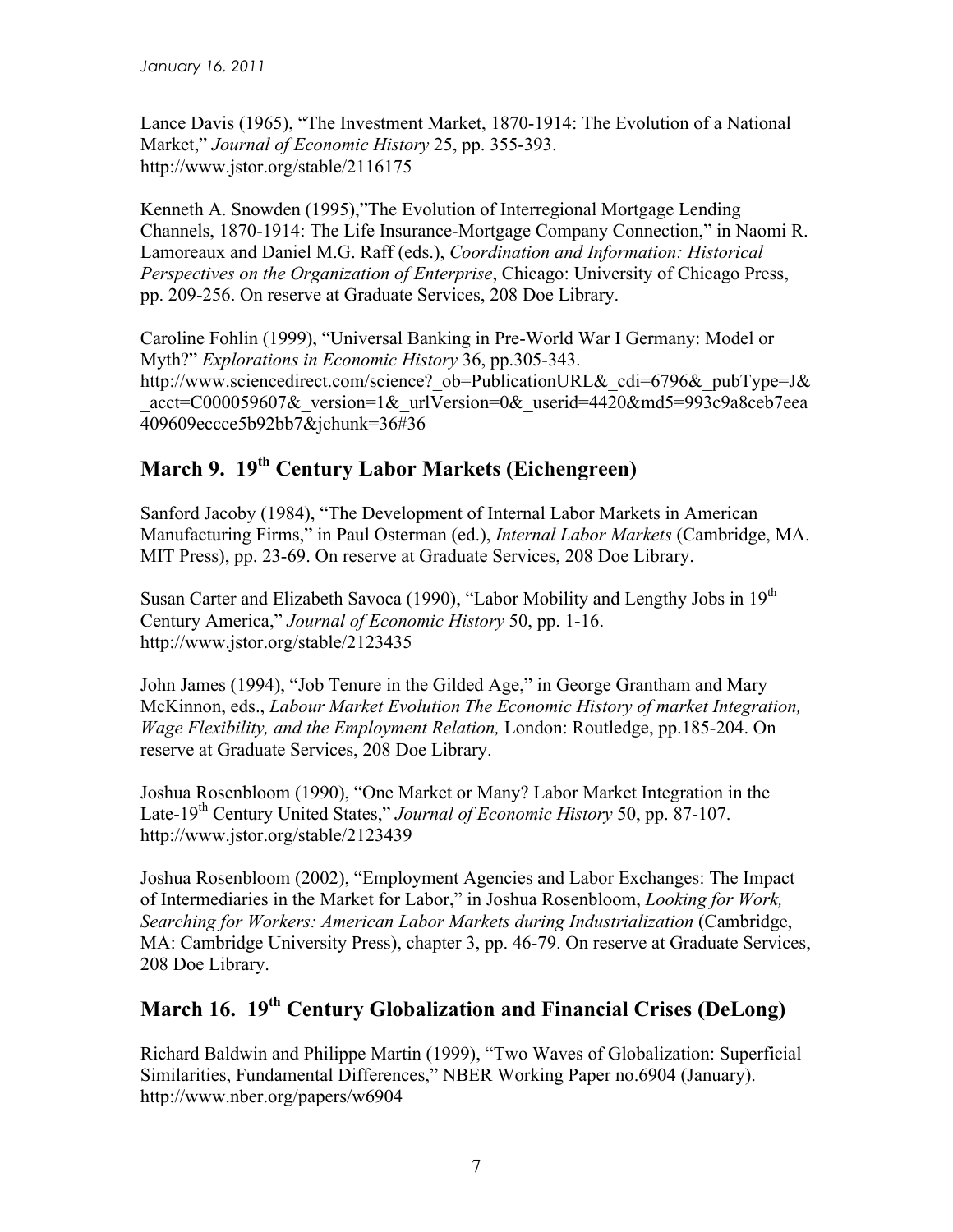Lance Davis (1965), "The Investment Market, 1870-1914: The Evolution of a National Market," *Journal of Economic History* 25, pp. 355-393. http://www.jstor.org/stable/2116175

Kenneth A. Snowden (1995),"The Evolution of Interregional Mortgage Lending Channels, 1870-1914: The Life Insurance-Mortgage Company Connection," in Naomi R. Lamoreaux and Daniel M.G. Raff (eds.), *Coordination and Information: Historical Perspectives on the Organization of Enterprise*, Chicago: University of Chicago Press, pp. 209-256. On reserve at Graduate Services, 208 Doe Library.

Caroline Fohlin (1999), "Universal Banking in Pre-World War I Germany: Model or Myth?" *Explorations in Economic History* 36, pp.305-343. http://www.sciencedirect.com/science?_ob=PublicationURL&_cdi=6796&_pubType=J&_acct=C000059607&_version=1&_urlVersion=0&_userid=4420&md5=993c9a8ceb7eea409609eccce5b92bb7&jchunk=36#36

## March 9. 19th Century Labor Markets (Eichengreen)

Sanford Jacoby (1984), "The Development of Internal Labor Markets in American Manufacturing Firms," in Paul Osterman (ed.), *Internal Labor Markets* (Cambridge, MA. MIT Press), pp. 23-69. On reserve at Graduate Services, 208 Doe Library.

Susan Carter and Elizabeth Savoca (1990), "Labor Mobility and Lengthy Jobs in 19th Century America," *Journal of Economic History* 50, pp. 1-16. http://www.jstor.org/stable/2123435

John James (1994), "Job Tenure in the Gilded Age," in George Grantham and Mary McKinnon, eds., *Labour Market Evolution The Economic History of market Integration, Wage Flexibility, and the Employment Relation,* London: Routledge, pp.185-204. On reserve at Graduate Services, 208 Doe Library.

Joshua Rosenbloom (1990), "One Market or Many? Labor Market Integration in the Late-19th Century United States," *Journal of Economic History* 50, pp. 87-107. http://www.jstor.org/stable/2123439

Joshua Rosenbloom (2002), "Employment Agencies and Labor Exchanges: The Impact of Intermediaries in the Market for Labor," in Joshua Rosenbloom, *Looking for Work, Searching for Workers: American Labor Markets during Industrialization* (Cambridge, MA: Cambridge University Press), chapter 3, pp. 46-79. On reserve at Graduate Services, 208 Doe Library.

## March 16. 19th Century Globalization and Financial Crises (DeLong)

Richard Baldwin and Philippe Martin (1999), "Two Waves of Globalization: Superficial Similarities, Fundamental Differences," NBER Working Paper no.6904 (January). http://www.nber.org/papers/w6904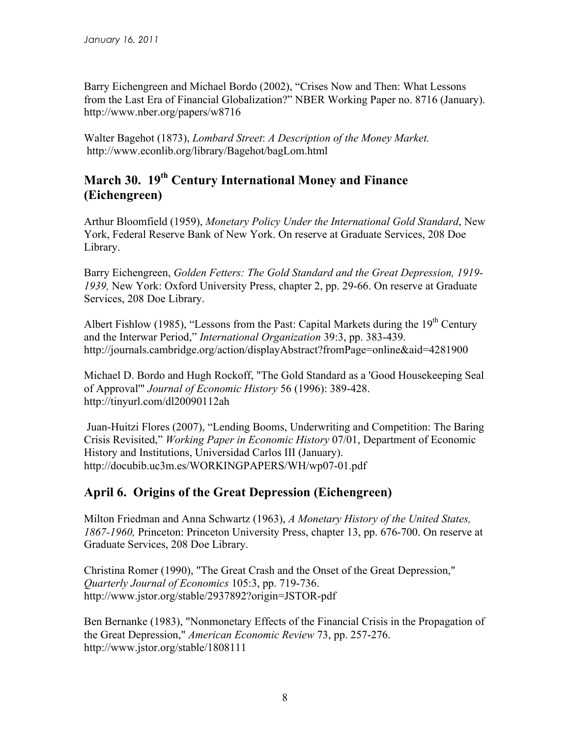Barry Eichengreen and Michael Bordo (2002), "Crises Now and Then: What Lessons from the Last Era of Financial Globalization?" NBER Working Paper no. 8716 (January). http://www.nber.org/papers/w8716

Walter Bagehot (1873), *Lombard Street*: *A Description of the Money Market.* http://www.econlib.org/library/Bagehot/bagLom.html

## March 30. 19th Century International Money and Finance (Eichengreen)

Arthur Bloomfield (1959), *Monetary Policy Under the International Gold Standard*, New York, Federal Reserve Bank of New York. On reserve at Graduate Services, 208 Doe Library.

Barry Eichengreen, *Golden Fetters: The Gold Standard and the Great Depression, 1919-1939,* New York: Oxford University Press, chapter 2, pp. 29-66. On reserve at Graduate Services, 208 Doe Library.

Albert Fishlow (1985), "Lessons from the Past: Capital Markets during the 19th Century and the Interwar Period," *International Organization* 39:3, pp. 383-439. http://journals.cambridge.org/action/displayAbstract?fromPage=online&aid=4281900

Michael D. Bordo and Hugh Rockoff, "The Gold Standard as a 'Good Housekeeping Seal of Approval'" *Journal of Economic History* 56 (1996): 389-428. http://tinyurl.com/dl20090112ah

Juan-Huitzi Flores (2007), "Lending Booms, Underwriting and Competition: The Baring Crisis Revisited," *Working Paper in Economic History* 07/01, Department of Economic History and Institutions, Universidad Carlos III (January). http://docubib.uc3m.es/WORKINGPAPERS/WH/wp07-01.pdf

## April 6. Origins of the Great Depression (Eichengreen)

Milton Friedman and Anna Schwartz (1963), *A Monetary History of the United States, 1867-1960,* Princeton: Princeton University Press, chapter 13, pp. 676-700. On reserve at Graduate Services, 208 Doe Library.

Christina Romer (1990), "The Great Crash and the Onset of the Great Depression," *Quarterly Journal of Economics* 105:3, pp. 719-736. http://www.jstor.org/stable/2937892?origin=JSTOR-pdf

Ben Bernanke (1983), "Nonmonetary Effects of the Financial Crisis in the Propagation of the Great Depression," *American Economic Review* 73, pp. 257-276. http://www.jstor.org/stable/1808111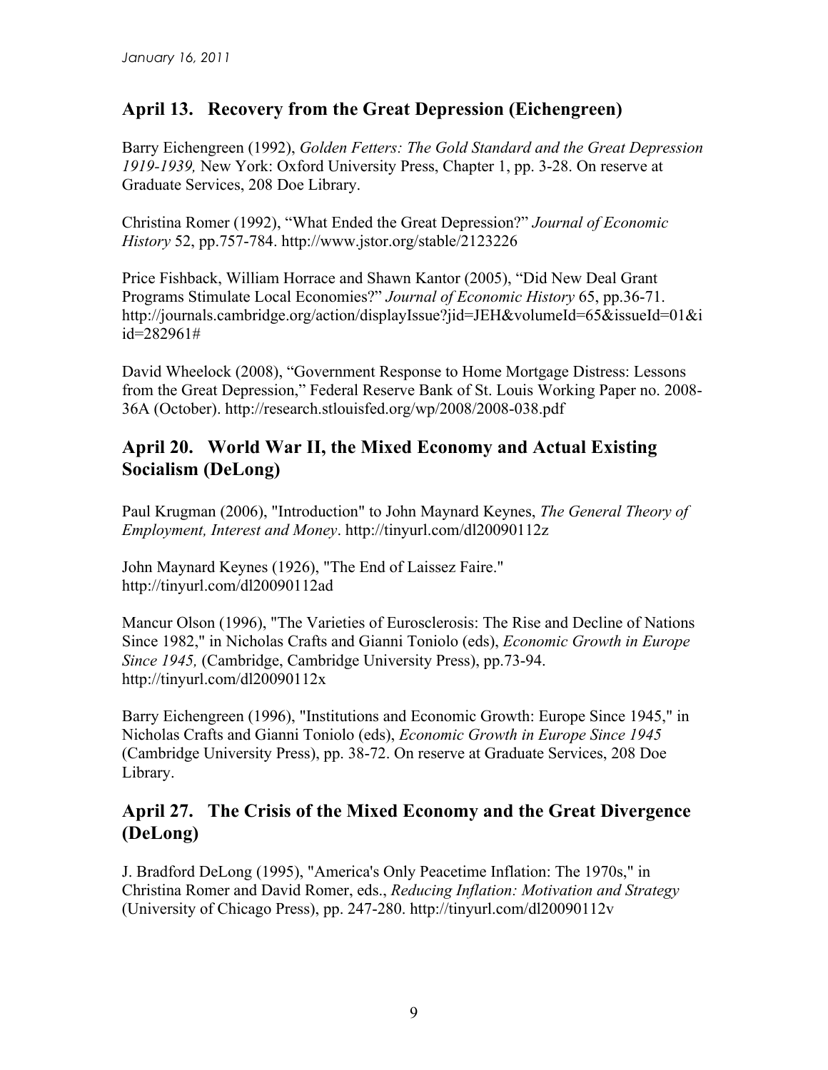## April 13. Recovery from the Great Depression (Eichengreen)

Barry Eichengreen (1992), *Golden Fetters: The Gold Standard and the Great Depression 1919-1939,* New York: Oxford University Press, Chapter 1, pp. 3-28. On reserve at Graduate Services, 208 Doe Library.

Christina Romer (1992), "What Ended the Great Depression?" *Journal of Economic History* 52, pp.757-784. http://www.jstor.org/stable/2123226

Price Fishback, William Horrace and Shawn Kantor (2005), "Did New Deal Grant Programs Stimulate Local Economies?" *Journal of Economic History* 65, pp.36-71. http://journals.cambridge.org/action/displayIssue?jid=JEH&volumeId=65&issueId=01&iid=282961#

David Wheelock (2008), "Government Response to Home Mortgage Distress: Lessons from the Great Depression," Federal Reserve Bank of St. Louis Working Paper no. 2008-36A (October). http://research.stlouisfed.org/wp/2008/2008-038.pdf

## April 20. World War II, the Mixed Economy and Actual Existing Socialism (DeLong)

Paul Krugman (2006), "Introduction" to John Maynard Keynes, *The General Theory of Employment, Interest and Money*. http://tinyurl.com/dl20090112z

John Maynard Keynes (1926), "The End of Laissez Faire." http://tinyurl.com/dl20090112ad

Mancur Olson (1996), "The Varieties of Eurosclerosis: The Rise and Decline of Nations Since 1982," in Nicholas Crafts and Gianni Toniolo (eds), *Economic Growth in Europe Since 1945,* (Cambridge, Cambridge University Press), pp.73-94. http://tinyurl.com/dl20090112x

Barry Eichengreen (1996), "Institutions and Economic Growth: Europe Since 1945," in Nicholas Crafts and Gianni Toniolo (eds), *Economic Growth in Europe Since 1945* (Cambridge University Press), pp. 38-72. On reserve at Graduate Services, 208 Doe Library.

## April 27. The Crisis of the Mixed Economy and the Great Divergence (DeLong)

J. Bradford DeLong (1995), "America's Only Peacetime Inflation: The 1970s," in Christina Romer and David Romer, eds., *Reducing Inflation: Motivation and Strategy* (University of Chicago Press), pp. 247-280. http://tinyurl.com/dl20090112v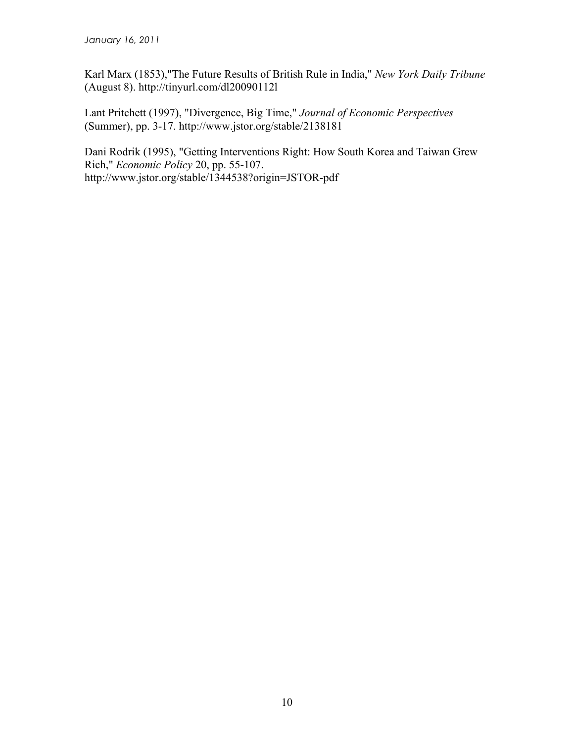Karl Marx (1853),"The Future Results of British Rule in India," *New York Daily Tribune* (August 8). http://tinyurl.com/dl20090112l

Lant Pritchett (1997), "Divergence, Big Time," *Journal of Economic Perspectives* (Summer), pp. 3-17. http://www.jstor.org/stable/2138181

Dani Rodrik (1995), "Getting Interventions Right: How South Korea and Taiwan Grew Rich," *Economic Policy* 20, pp. 55-107. http://www.jstor.org/stable/1344538?origin=JSTOR-pdf